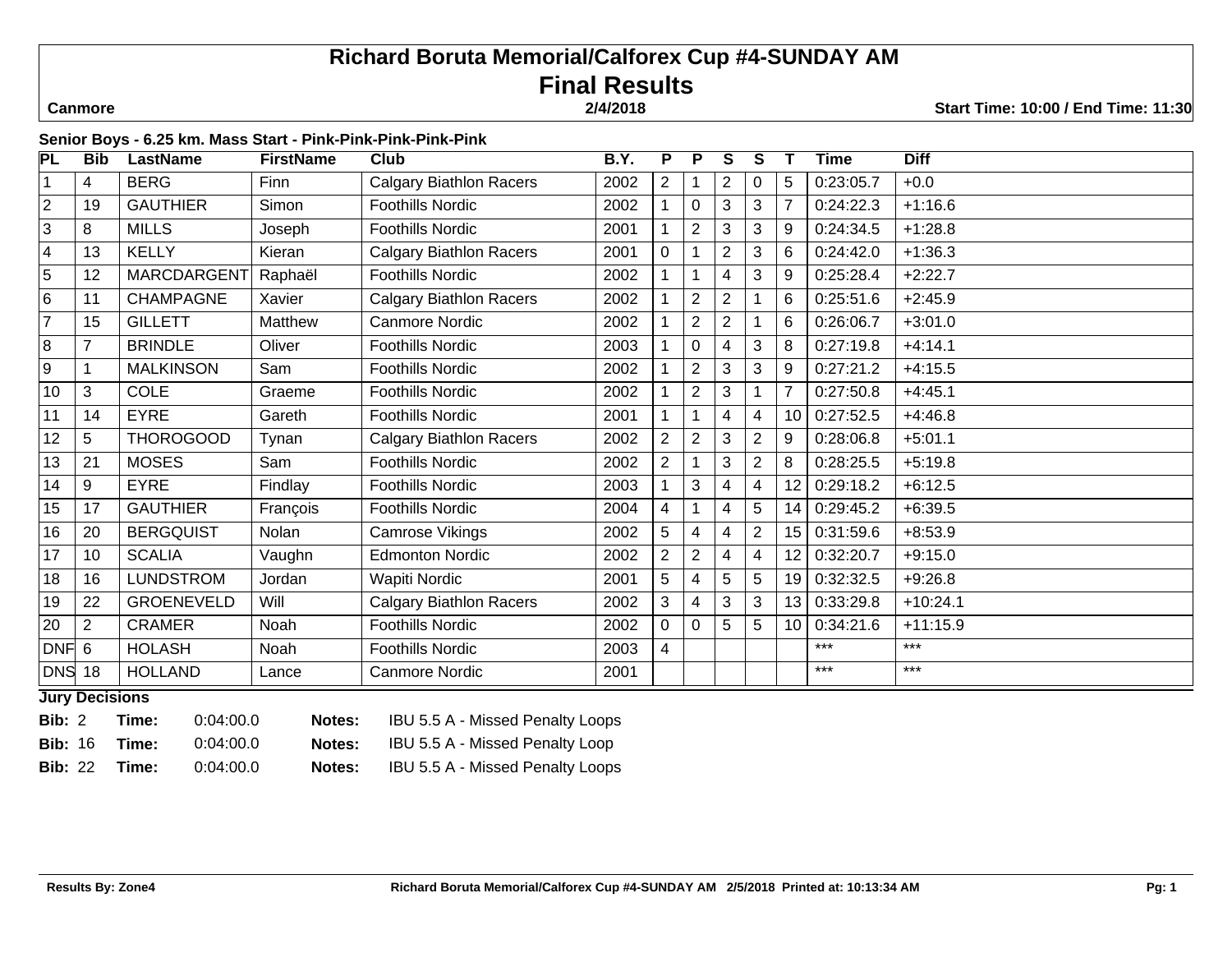# Richard Boruta Memorial/Calforex Cup #4-SUNDAY AM

## Final Results

**Canmore** **2/4/2018** **Start Time: 10:00 / End Time: 11:30**

### Senior Boys - 6.25 km. Mass Start - Pink-Pink-Pink-Pink-Pink

| PL | Bib | LastName | FirstName | Club | B.Y. | P | P | S | S | T | Time | Diff |
|---|---|---|---|---|---|---|---|---|---|---|---|---|
| 1 | 4 | BERG | Finn | Calgary Biathlon Racers | 2002 | 2 | 1 | 2 | 0 | 5 | 0:23:05.7 | +0.0 |
| 2 | 19 | GAUTHIER | Simon | Foothills Nordic | 2002 | 1 | 0 | 3 | 3 | 7 | 0:24:22.3 | +1:16.6 |
| 3 | 8 | MILLS | Joseph | Foothills Nordic | 2001 | 1 | 2 | 3 | 3 | 9 | 0:24:34.5 | +1:28.8 |
| 4 | 13 | KELLY | Kieran | Calgary Biathlon Racers | 2001 | 0 | 1 | 2 | 3 | 6 | 0:24:42.0 | +1:36.3 |
| 5 | 12 | MARCDARGENT | Raphaël | Foothills Nordic | 2002 | 1 | 1 | 4 | 3 | 9 | 0:25:28.4 | +2:22.7 |
| 6 | 11 | CHAMPAGNE | Xavier | Calgary Biathlon Racers | 2002 | 1 | 2 | 2 | 1 | 6 | 0:25:51.6 | +2:45.9 |
| 7 | 15 | GILLETT | Matthew | Canmore Nordic | 2002 | 1 | 2 | 2 | 1 | 6 | 0:26:06.7 | +3:01.0 |
| 8 | 7 | BRINDLE | Oliver | Foothills Nordic | 2003 | 1 | 0 | 4 | 3 | 8 | 0:27:19.8 | +4:14.1 |
| 9 | 1 | MALKINSON | Sam | Foothills Nordic | 2002 | 1 | 2 | 3 | 3 | 9 | 0:27:21.2 | +4:15.5 |
| 10 | 3 | COLE | Graeme | Foothills Nordic | 2002 | 1 | 2 | 3 | 1 | 7 | 0:27:50.8 | +4:45.1 |
| 11 | 14 | EYRE | Gareth | Foothills Nordic | 2001 | 1 | 1 | 4 | 4 | 10 | 0:27:52.5 | +4:46.8 |
| 12 | 5 | THOROGOOD | Tynan | Calgary Biathlon Racers | 2002 | 2 | 2 | 3 | 2 | 9 | 0:28:06.8 | +5:01.1 |
| 13 | 21 | MOSES | Sam | Foothills Nordic | 2002 | 2 | 1 | 3 | 2 | 8 | 0:28:25.5 | +5:19.8 |
| 14 | 9 | EYRE | Findlay | Foothills Nordic | 2003 | 1 | 3 | 4 | 4 | 12 | 0:29:18.2 | +6:12.5 |
| 15 | 17 | GAUTHIER | François | Foothills Nordic | 2004 | 4 | 1 | 4 | 5 | 14 | 0:29:45.2 | +6:39.5 |
| 16 | 20 | BERGQUIST | Nolan | Camrose Vikings | 2002 | 5 | 4 | 4 | 2 | 15 | 0:31:59.6 | +8:53.9 |
| 17 | 10 | SCALIA | Vaughn | Edmonton Nordic | 2002 | 2 | 2 | 4 | 4 | 12 | 0:32:20.7 | +9:15.0 |
| 18 | 16 | LUNDSTROM | Jordan | Wapiti Nordic | 2001 | 5 | 4 | 5 | 5 | 19 | 0:32:32.5 | +9:26.8 |
| 19 | 22 | GROENEVELD | Will | Calgary Biathlon Racers | 2002 | 3 | 4 | 3 | 3 | 13 | 0:33:29.8 | +10:24.1 |
| 20 | 2 | CRAMER | Noah | Foothills Nordic | 2002 | 0 | 0 | 5 | 5 | 10 | 0:34:21.6 | +11:15.9 |
| DNF | 6 | HOLASH | Noah | Foothills Nordic | 2003 | 4 | | | | | *** | *** |
| DNS | 18 | HOLLAND | Lance | Canmore Nordic | 2001 | | | | | | *** | *** |

**Jury Decisions**

**Bib:** 2 **Time:** 0:04:00.0 **Notes:** IBU 5.5 A - Missed Penalty Loops

**Bib:** 16 **Time:** 0:04:00.0 **Notes:** IBU 5.5 A - Missed Penalty Loop

**Bib:** 22 **Time:** 0:04:00.0 **Notes:** IBU 5.5 A - Missed Penalty Loops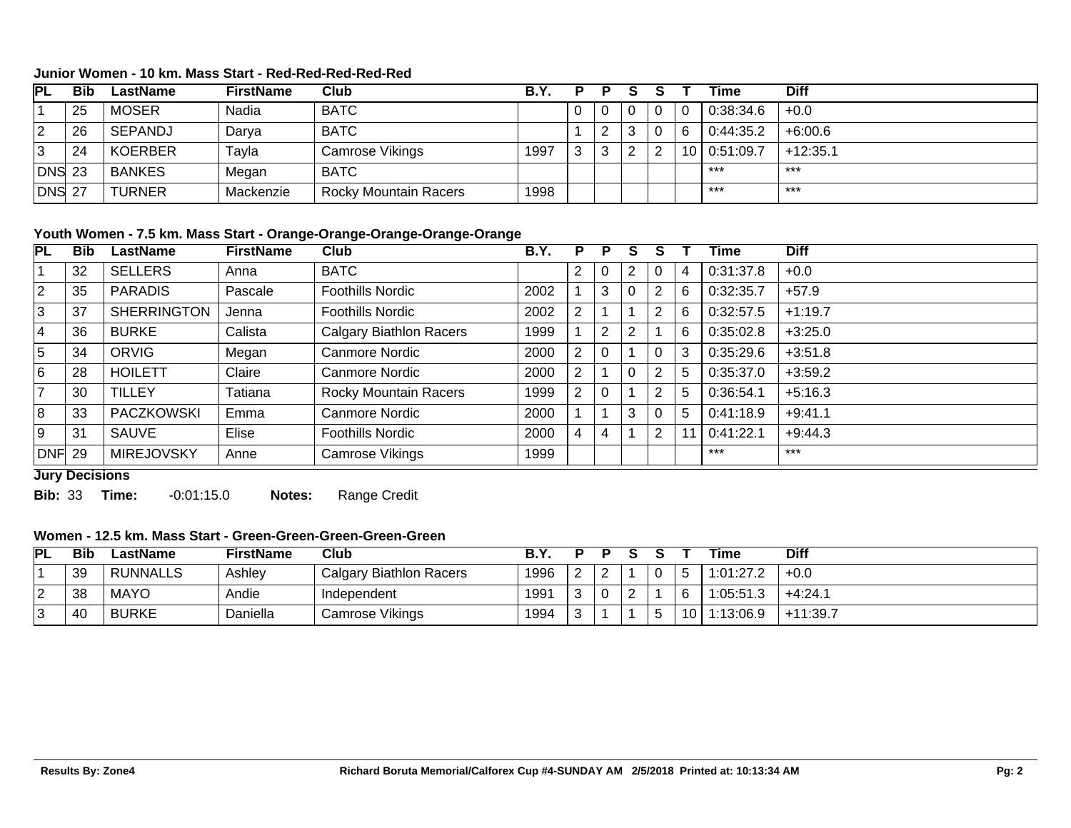### Junior Women - 10 km. Mass Start - Red-Red-Red-Red-Red

| PL | Bib | LastName | FirstName | Club | B.Y. | P | P | S | S | T | Time | Diff |
|---|---|---|---|---|---|---|---|---|---|---|---|---|
| 1 | 25 | MOSER | Nadia | BATC | | 0 | 0 | 0 | 0 | 0 | 0:38:34.6 | +0.0 |
| 2 | 26 | SEPANDJ | Darya | BATC | | 1 | 2 | 3 | 0 | 6 | 0:44:35.2 | +6:00.6 |
| 3 | 24 | KOERBER | Tayla | Camrose Vikings | 1997 | 3 | 3 | 2 | 2 | 10 | 0:51:09.7 | +12:35.1 |
| DNS | 23 | BANKES | Megan | BATC | | | | | | | *** | *** |
| DNS | 27 | TURNER | Mackenzie | Rocky Mountain Racers | 1998 | | | | | | *** | *** |

### Youth Women - 7.5 km. Mass Start - Orange-Orange-Orange-Orange-Orange

| PL | Bib | LastName | FirstName | Club | B.Y. | P | P | S | S | T | Time | Diff |
|---|---|---|---|---|---|---|---|---|---|---|---|---|
| 1 | 32 | SELLERS | Anna | BATC | | 2 | 0 | 2 | 0 | 4 | 0:31:37.8 | +0.0 |
| 2 | 35 | PARADIS | Pascale | Foothills Nordic | 2002 | 1 | 3 | 0 | 2 | 6 | 0:32:35.7 | +57.9 |
| 3 | 37 | SHERRINGTON | Jenna | Foothills Nordic | 2002 | 2 | 1 | 1 | 2 | 6 | 0:32:57.5 | +1:19.7 |
| 4 | 36 | BURKE | Calista | Calgary Biathlon Racers | 1999 | 1 | 2 | 2 | 1 | 6 | 0:35:02.8 | +3:25.0 |
| 5 | 34 | ORVIG | Megan | Canmore Nordic | 2000 | 2 | 0 | 1 | 0 | 3 | 0:35:29.6 | +3:51.8 |
| 6 | 28 | HOILETT | Claire | Canmore Nordic | 2000 | 2 | 1 | 0 | 2 | 5 | 0:35:37.0 | +3:59.2 |
| 7 | 30 | TILLEY | Tatiana | Rocky Mountain Racers | 1999 | 2 | 0 | 1 | 2 | 5 | 0:36:54.1 | +5:16.3 |
| 8 | 33 | PACZKOWSKI | Emma | Canmore Nordic | 2000 | 1 | 1 | 3 | 0 | 5 | 0:41:18.9 | +9:41.1 |
| 9 | 31 | SAUVE | Elise | Foothills Nordic | 2000 | 4 | 4 | 1 | 2 | 11 | 0:41:22.1 | +9:44.3 |
| DNF | 29 | MIREJOVSKY | Anne | Camrose Vikings | 1999 | | | | | | *** | *** |

**Jury Decisions**

**Bib:** 33 **Time:** -0:01:15.0 **Notes:** Range Credit

### Women - 12.5 km. Mass Start - Green-Green-Green-Green-Green

| PL | Bib | LastName | FirstName | Club | B.Y. | P | P | S | S | T | Time | Diff |
|---|---|---|---|---|---|---|---|---|---|---|---|---|
| 1 | 39 | RUNNALLS | Ashley | Calgary Biathlon Racers | 1996 | 2 | 2 | 1 | 0 | 5 | 1:01:27.2 | +0.0 |
| 2 | 38 | MAYO | Andie | Independent | 1991 | 3 | 0 | 2 | 1 | 6 | 1:05:51.3 | +4:24.1 |
| 3 | 40 | BURKE | Daniella | Camrose Vikings | 1994 | 3 | 1 | 1 | 5 | 10 | 1:13:06.9 | +11:39.7 |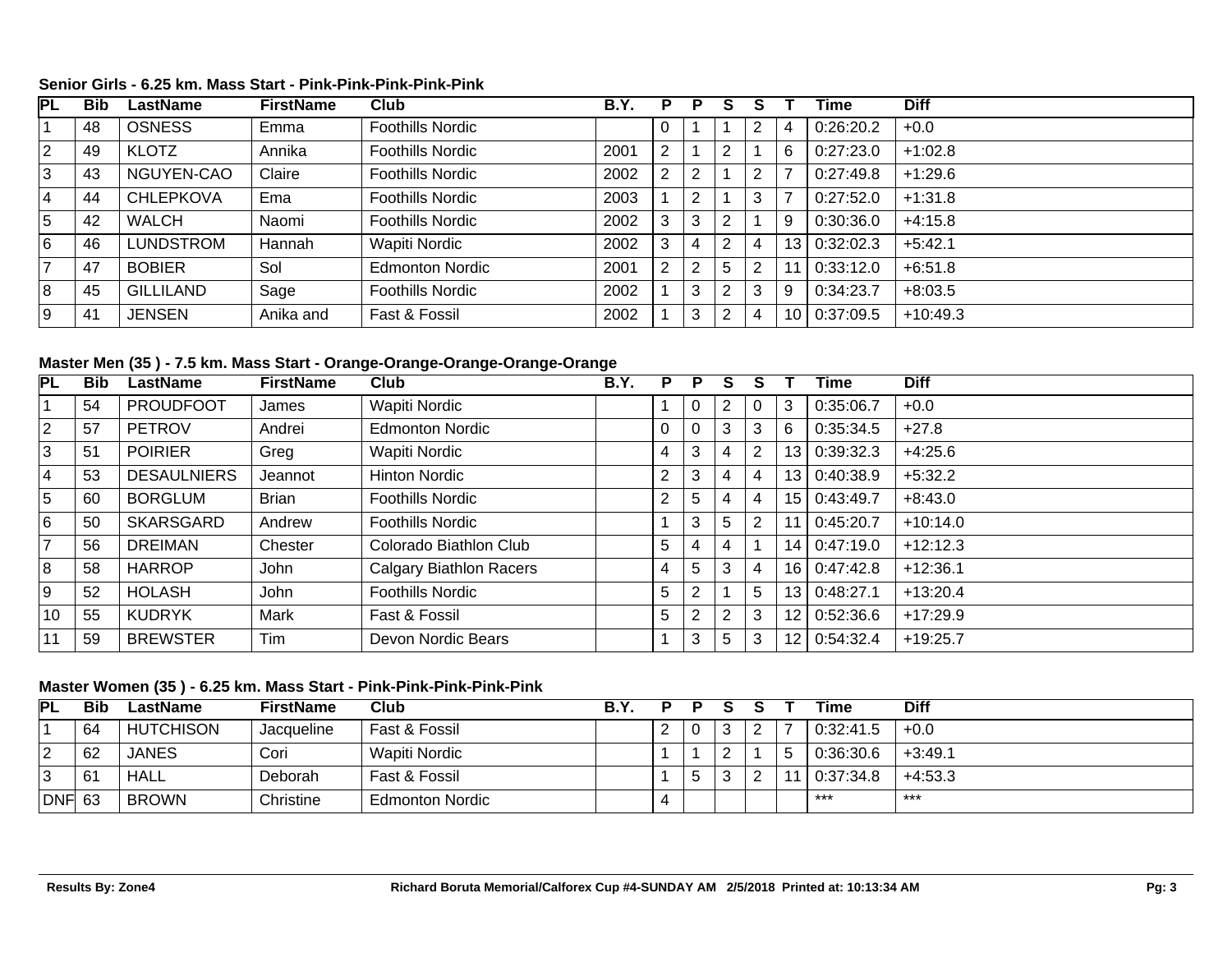**Senior Girls - 6.25 km. Mass Start - Pink-Pink-Pink-Pink-Pink**

| PL | Bib | LastName | FirstName | Club | B.Y. | P | P | S | S | T | Time | Diff |
|---|---|---|---|---|---|---|---|---|---|---|---|---|
| 1 | 48 | OSNESS | Emma | Foothills Nordic | | 0 | 1 | 1 | 2 | 4 | 0:26:20.2 | +0.0 |
| 2 | 49 | KLOTZ | Annika | Foothills Nordic | 2001 | 2 | 1 | 2 | 1 | 6 | 0:27:23.0 | +1:02.8 |
| 3 | 43 | NGUYEN-CAO | Claire | Foothills Nordic | 2002 | 2 | 2 | 1 | 2 | 7 | 0:27:49.8 | +1:29.6 |
| 4 | 44 | CHLEPKOVA | Ema | Foothills Nordic | 2003 | 1 | 2 | 1 | 3 | 7 | 0:27:52.0 | +1:31.8 |
| 5 | 42 | WALCH | Naomi | Foothills Nordic | 2002 | 3 | 3 | 2 | 1 | 9 | 0:30:36.0 | +4:15.8 |
| 6 | 46 | LUNDSTROM | Hannah | Wapiti Nordic | 2002 | 3 | 4 | 2 | 4 | 13 | 0:32:02.3 | +5:42.1 |
| 7 | 47 | BOBIER | Sol | Edmonton Nordic | 2001 | 2 | 2 | 5 | 2 | 11 | 0:33:12.0 | +6:51.8 |
| 8 | 45 | GILLILAND | Sage | Foothills Nordic | 2002 | 1 | 3 | 2 | 3 | 9 | 0:34:23.7 | +8:03.5 |
| 9 | 41 | JENSEN | Anika and | Fast & Fossil | 2002 | 1 | 3 | 2 | 4 | 10 | 0:37:09.5 | +10:49.3 |

**Master Men (35 ) - 7.5 km. Mass Start - Orange-Orange-Orange-Orange-Orange**

| PL | Bib | LastName | FirstName | Club | B.Y. | P | P | S | S | T | Time | Diff |
|---|---|---|---|---|---|---|---|---|---|---|---|---|
| 1 | 54 | PROUDFOOT | James | Wapiti Nordic | | 1 | 0 | 2 | 0 | 3 | 0:35:06.7 | +0.0 |
| 2 | 57 | PETROV | Andrei | Edmonton Nordic | | 0 | 0 | 3 | 3 | 6 | 0:35:34.5 | +27.8 |
| 3 | 51 | POIRIER | Greg | Wapiti Nordic | | 4 | 3 | 4 | 2 | 13 | 0:39:32.3 | +4:25.6 |
| 4 | 53 | DESAULNIERS | Jeannot | Hinton Nordic | | 2 | 3 | 4 | 4 | 13 | 0:40:38.9 | +5:32.2 |
| 5 | 60 | BORGLUM | Brian | Foothills Nordic | | 2 | 5 | 4 | 4 | 15 | 0:43:49.7 | +8:43.0 |
| 6 | 50 | SKARSGARD | Andrew | Foothills Nordic | | 1 | 3 | 5 | 2 | 11 | 0:45:20.7 | +10:14.0 |
| 7 | 56 | DREIMAN | Chester | Colorado Biathlon Club | | 5 | 4 | 4 | 1 | 14 | 0:47:19.0 | +12:12.3 |
| 8 | 58 | HARROP | John | Calgary Biathlon Racers | | 4 | 5 | 3 | 4 | 16 | 0:47:42.8 | +12:36.1 |
| 9 | 52 | HOLASH | John | Foothills Nordic | | 5 | 2 | 1 | 5 | 13 | 0:48:27.1 | +13:20.4 |
| 10 | 55 | KUDRYK | Mark | Fast & Fossil | | 5 | 2 | 2 | 3 | 12 | 0:52:36.6 | +17:29.9 |
| 11 | 59 | BREWSTER | Tim | Devon Nordic Bears | | 1 | 3 | 5 | 3 | 12 | 0:54:32.4 | +19:25.7 |

**Master Women (35 ) - 6.25 km. Mass Start - Pink-Pink-Pink-Pink-Pink**

| PL | Bib | LastName | FirstName | Club | B.Y. | P | P | S | S | T | Time | Diff |
|---|---|---|---|---|---|---|---|---|---|---|---|---|
| 1 | 64 | HUTCHISON | Jacqueline | Fast & Fossil | | 2 | 0 | 3 | 2 | 7 | 0:32:41.5 | +0.0 |
| 2 | 62 | JANES | Cori | Wapiti Nordic | | 1 | 1 | 2 | 1 | 5 | 0:36:30.6 | +3:49.1 |
| 3 | 61 | HALL | Deborah | Fast & Fossil | | 1 | 5 | 3 | 2 | 11 | 0:37:34.8 | +4:53.3 |
| DNF | 63 | BROWN | Christine | Edmonton Nordic | | 4 | | | | | *** | *** |

Results By: Zone4 Richard Boruta Memorial/Calforex Cup #4-SUNDAY AM 2/5/2018 Printed at: 10:13:34 AM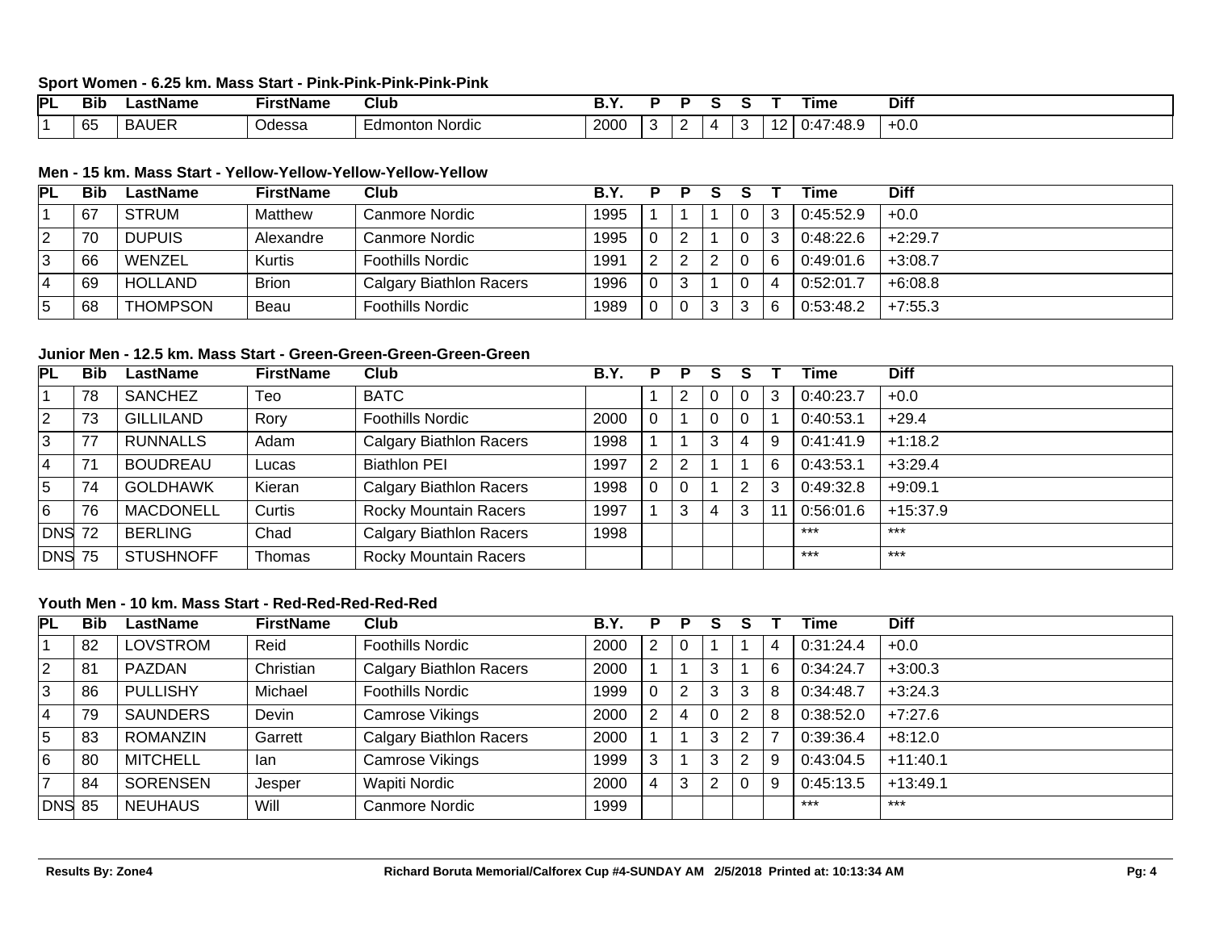### Sport Women - 6.25 km. Mass Start - Pink-Pink-Pink-Pink-Pink

| PL | Bib | LastName | FirstName | Club | B.Y. | P | P | S | S | T | Time | Diff |
|---|---|---|---|---|---|---|---|---|---|---|---|---|
| 1 | 65 | BAUER | Odessa | Edmonton Nordic | 2000 | 3 | 2 | 4 | 3 | 12 | 0:47:48.9 | +0.0 |

### Men - 15 km. Mass Start - Yellow-Yellow-Yellow-Yellow-Yellow

| PL | Bib | LastName | FirstName | Club | B.Y. | P | P | S | S | T | Time | Diff |
|---|---|---|---|---|---|---|---|---|---|---|---|---|
| 1 | 67 | STRUM | Matthew | Canmore Nordic | 1995 | 1 | 1 | 1 | 0 | 3 | 0:45:52.9 | +0.0 |
| 2 | 70 | DUPUIS | Alexandre | Canmore Nordic | 1995 | 0 | 2 | 1 | 0 | 3 | 0:48:22.6 | +2:29.7 |
| 3 | 66 | WENZEL | Kurtis | Foothills Nordic | 1991 | 2 | 2 | 2 | 0 | 6 | 0:49:01.6 | +3:08.7 |
| 4 | 69 | HOLLAND | Brion | Calgary Biathlon Racers | 1996 | 0 | 3 | 1 | 0 | 4 | 0:52:01.7 | +6:08.8 |
| 5 | 68 | THOMPSON | Beau | Foothills Nordic | 1989 | 0 | 0 | 3 | 3 | 6 | 0:53:48.2 | +7:55.3 |

### Junior Men - 12.5 km. Mass Start - Green-Green-Green-Green-Green

| PL | Bib | LastName | FirstName | Club | B.Y. | P | P | S | S | T | Time | Diff |
|---|---|---|---|---|---|---|---|---|---|---|---|---|
| 1 | 78 | SANCHEZ | Teo | BATC | | 1 | 2 | 0 | 0 | 3 | 0:40:23.7 | +0.0 |
| 2 | 73 | GILLILAND | Rory | Foothills Nordic | 2000 | 0 | 1 | 0 | 0 | 1 | 0:40:53.1 | +29.4 |
| 3 | 77 | RUNNALLS | Adam | Calgary Biathlon Racers | 1998 | 1 | 1 | 3 | 4 | 9 | 0:41:41.9 | +1:18.2 |
| 4 | 71 | BOUDREAU | Lucas | Biathlon PEI | 1997 | 2 | 2 | 1 | 1 | 6 | 0:43:53.1 | +3:29.4 |
| 5 | 74 | GOLDHAWK | Kieran | Calgary Biathlon Racers | 1998 | 0 | 0 | 1 | 2 | 3 | 0:49:32.8 | +9:09.1 |
| 6 | 76 | MACDONELL | Curtis | Rocky Mountain Racers | 1997 | 1 | 3 | 4 | 3 | 11 | 0:56:01.6 | +15:37.9 |
| DNS | 72 | BERLING | Chad | Calgary Biathlon Racers | 1998 | | | | | | *** | *** |
| DNS | 75 | STUSHNOFF | Thomas | Rocky Mountain Racers | | | | | | | *** | *** |

### Youth Men - 10 km. Mass Start - Red-Red-Red-Red-Red

| PL | Bib | LastName | FirstName | Club | B.Y. | P | P | S | S | T | Time | Diff |
|---|---|---|---|---|---|---|---|---|---|---|---|---|
| 1 | 82 | LOVSTROM | Reid | Foothills Nordic | 2000 | 2 | 0 | 1 | 1 | 4 | 0:31:24.4 | +0.0 |
| 2 | 81 | PAZDAN | Christian | Calgary Biathlon Racers | 2000 | 1 | 1 | 3 | 1 | 6 | 0:34:24.7 | +3:00.3 |
| 3 | 86 | PULLISHY | Michael | Foothills Nordic | 1999 | 0 | 2 | 3 | 3 | 8 | 0:34:48.7 | +3:24.3 |
| 4 | 79 | SAUNDERS | Devin | Camrose Vikings | 2000 | 2 | 4 | 0 | 2 | 8 | 0:38:52.0 | +7:27.6 |
| 5 | 83 | ROMANZIN | Garrett | Calgary Biathlon Racers | 2000 | 1 | 1 | 3 | 2 | 7 | 0:39:36.4 | +8:12.0 |
| 6 | 80 | MITCHELL | Ian | Camrose Vikings | 1999 | 3 | 1 | 3 | 2 | 9 | 0:43:04.5 | +11:40.1 |
| 7 | 84 | SORENSEN | Jesper | Wapiti Nordic | 2000 | 4 | 3 | 2 | 0 | 9 | 0:45:13.5 | +13:49.1 |
| DNS | 85 | NEUHAUS | Will | Canmore Nordic | 1999 | | | | | | *** | *** |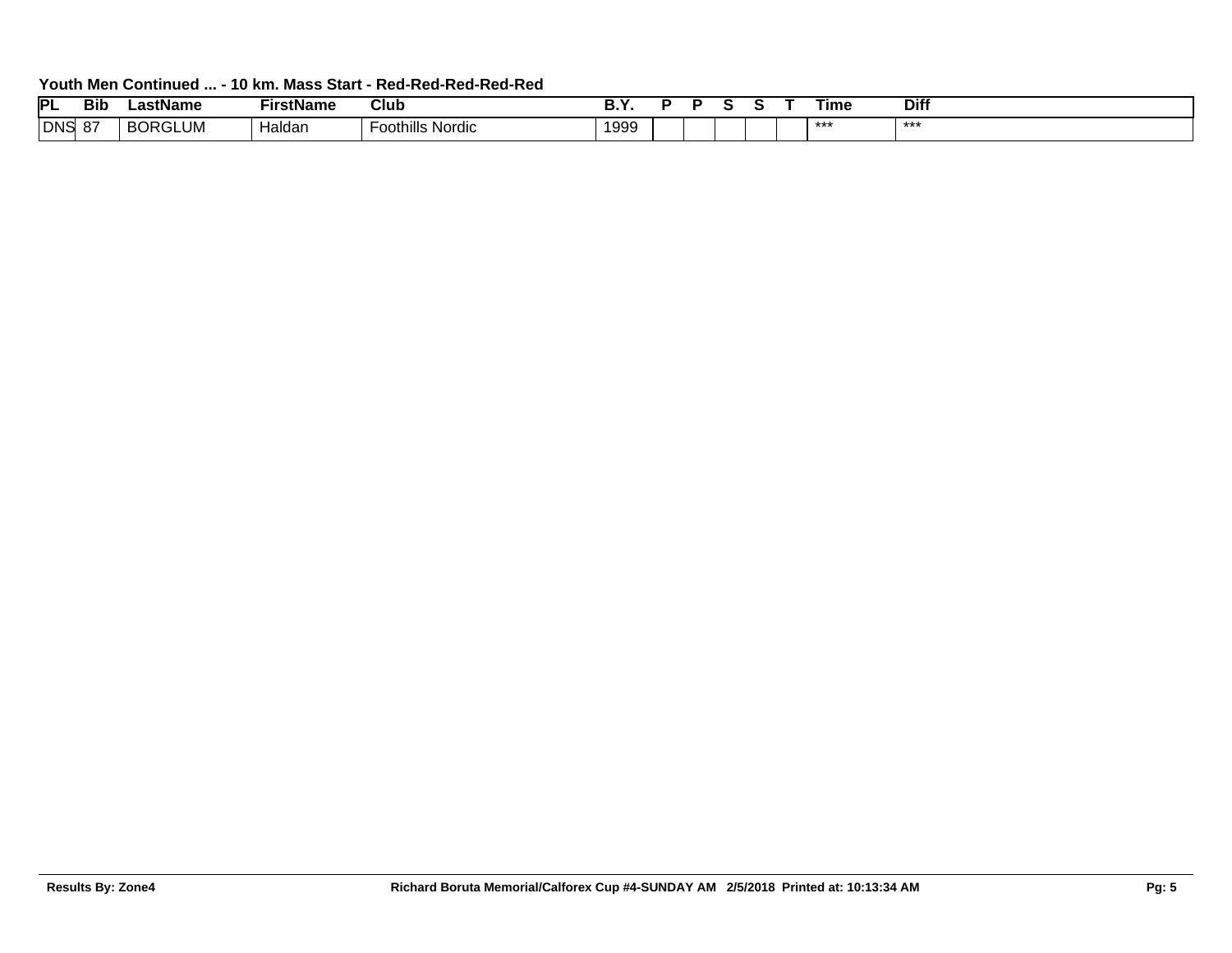**Youth Men Continued ... - 10 km. Mass Start - Red-Red-Red-Red-Red**

| PL | Bib | LastName | FirstName | Club | B.Y. | P | P | S | S | T | Time | Diff |
|---|---|---|---|---|---|---|---|---|---|---|---|---|
| DNS | 87 | BORGLUM | Haldan | Foothills Nordic | 1999 | | | | | | *** | *** |